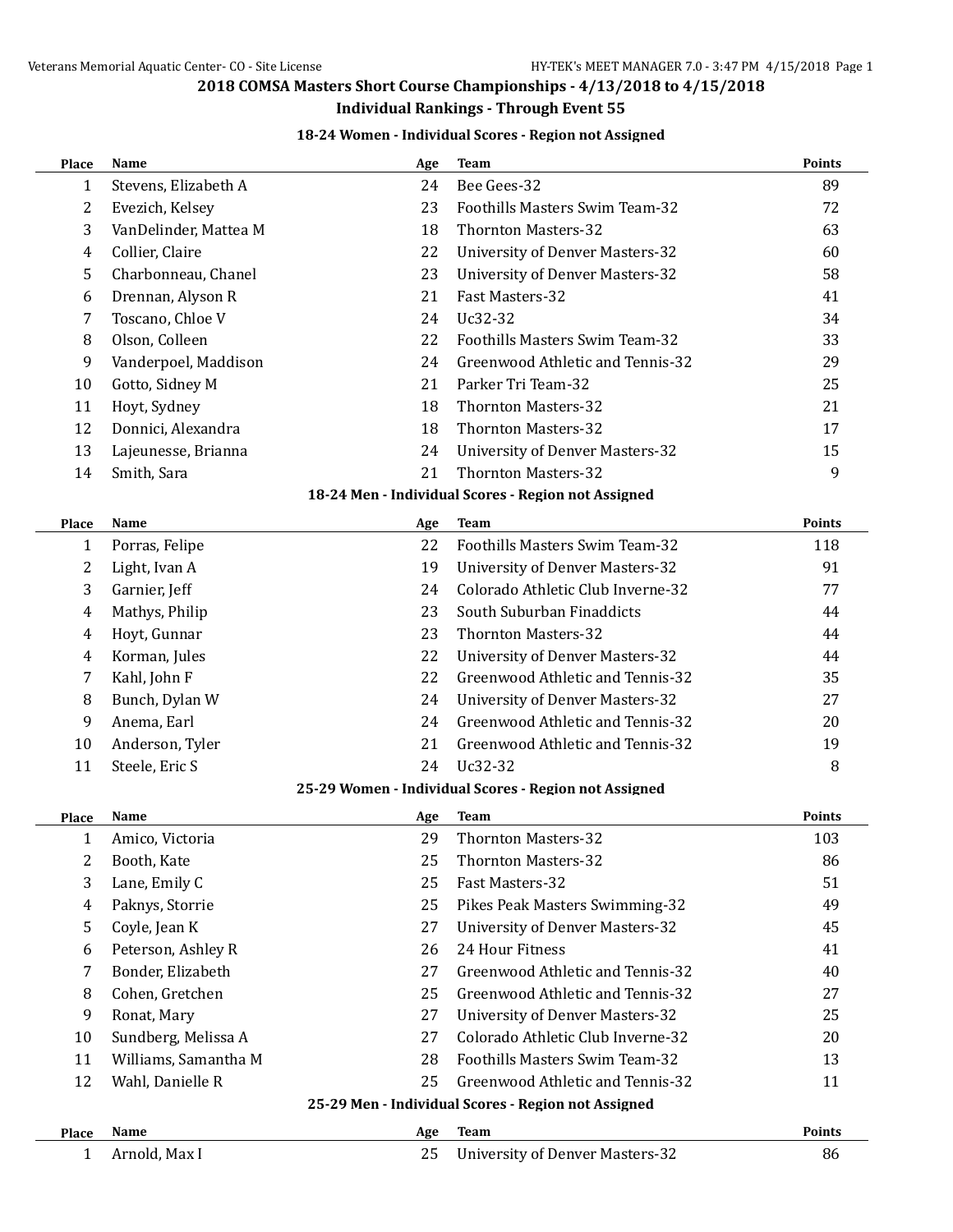## 2018 COMSA Masters Short Course Championships - 4/13/2018 to 4/15/2018

### Individual Rankings - Through Event 55

#### 18-24 Women - Individual Scores - Region not Assigned

| Place | Name | Age | Team | Points |
|---|---|---|---|---|
| 1 | Stevens, Elizabeth A | 24 | Bee Gees-32 | 89 |
| 2 | Evezich, Kelsey | 23 | Foothills Masters Swim Team-32 | 72 |
| 3 | VanDelinder, Mattea M | 18 | Thornton Masters-32 | 63 |
| 4 | Collier, Claire | 22 | University of Denver Masters-32 | 60 |
| 5 | Charbonneau, Chanel | 23 | University of Denver Masters-32 | 58 |
| 6 | Drennan, Alyson R | 21 | Fast Masters-32 | 41 |
| 7 | Toscano, Chloe V | 24 | Uc32-32 | 34 |
| 8 | Olson, Colleen | 22 | Foothills Masters Swim Team-32 | 33 |
| 9 | Vanderpoel, Maddison | 24 | Greenwood Athletic and Tennis-32 | 29 |
| 10 | Gotto, Sidney M | 21 | Parker Tri Team-32 | 25 |
| 11 | Hoyt, Sydney | 18 | Thornton Masters-32 | 21 |
| 12 | Donnici, Alexandra | 18 | Thornton Masters-32 | 17 |
| 13 | Lajeunesse, Brianna | 24 | University of Denver Masters-32 | 15 |
| 14 | Smith, Sara | 21 | Thornton Masters-32 | 9 |

#### 18-24 Men - Individual Scores - Region not Assigned

| Place | Name | Age | Team | Points |
|---|---|---|---|---|
| 1 | Porras, Felipe | 22 | Foothills Masters Swim Team-32 | 118 |
| 2 | Light, Ivan A | 19 | University of Denver Masters-32 | 91 |
| 3 | Garnier, Jeff | 24 | Colorado Athletic Club Inverne-32 | 77 |
| 4 | Mathys, Philip | 23 | South Suburban Finaddicts | 44 |
| 4 | Hoyt, Gunnar | 23 | Thornton Masters-32 | 44 |
| 4 | Korman, Jules | 22 | University of Denver Masters-32 | 44 |
| 7 | Kahl, John F | 22 | Greenwood Athletic and Tennis-32 | 35 |
| 8 | Bunch, Dylan W | 24 | University of Denver Masters-32 | 27 |
| 9 | Anema, Earl | 24 | Greenwood Athletic and Tennis-32 | 20 |
| 10 | Anderson, Tyler | 21 | Greenwood Athletic and Tennis-32 | 19 |
| 11 | Steele, Eric S | 24 | Uc32-32 | 8 |

#### 25-29 Women - Individual Scores - Region not Assigned

| Place | Name | Age | Team | Points |
|---|---|---|---|---|
| 1 | Amico, Victoria | 29 | Thornton Masters-32 | 103 |
| 2 | Booth, Kate | 25 | Thornton Masters-32 | 86 |
| 3 | Lane, Emily C | 25 | Fast Masters-32 | 51 |
| 4 | Paknys, Storrie | 25 | Pikes Peak Masters Swimming-32 | 49 |
| 5 | Coyle, Jean K | 27 | University of Denver Masters-32 | 45 |
| 6 | Peterson, Ashley R | 26 | 24 Hour Fitness | 41 |
| 7 | Bonder, Elizabeth | 27 | Greenwood Athletic and Tennis-32 | 40 |
| 8 | Cohen, Gretchen | 25 | Greenwood Athletic and Tennis-32 | 27 |
| 9 | Ronat, Mary | 27 | University of Denver Masters-32 | 25 |
| 10 | Sundberg, Melissa A | 27 | Colorado Athletic Club Inverne-32 | 20 |
| 11 | Williams, Samantha M | 28 | Foothills Masters Swim Team-32 | 13 |
| 12 | Wahl, Danielle R | 25 | Greenwood Athletic and Tennis-32 | 11 |

#### 25-29 Men - Individual Scores - Region not Assigned

| Place | Name | Age | Team | Points |
|---|---|---|---|---|
| 1 | Arnold, Max I | 25 | University of Denver Masters-32 | 86 |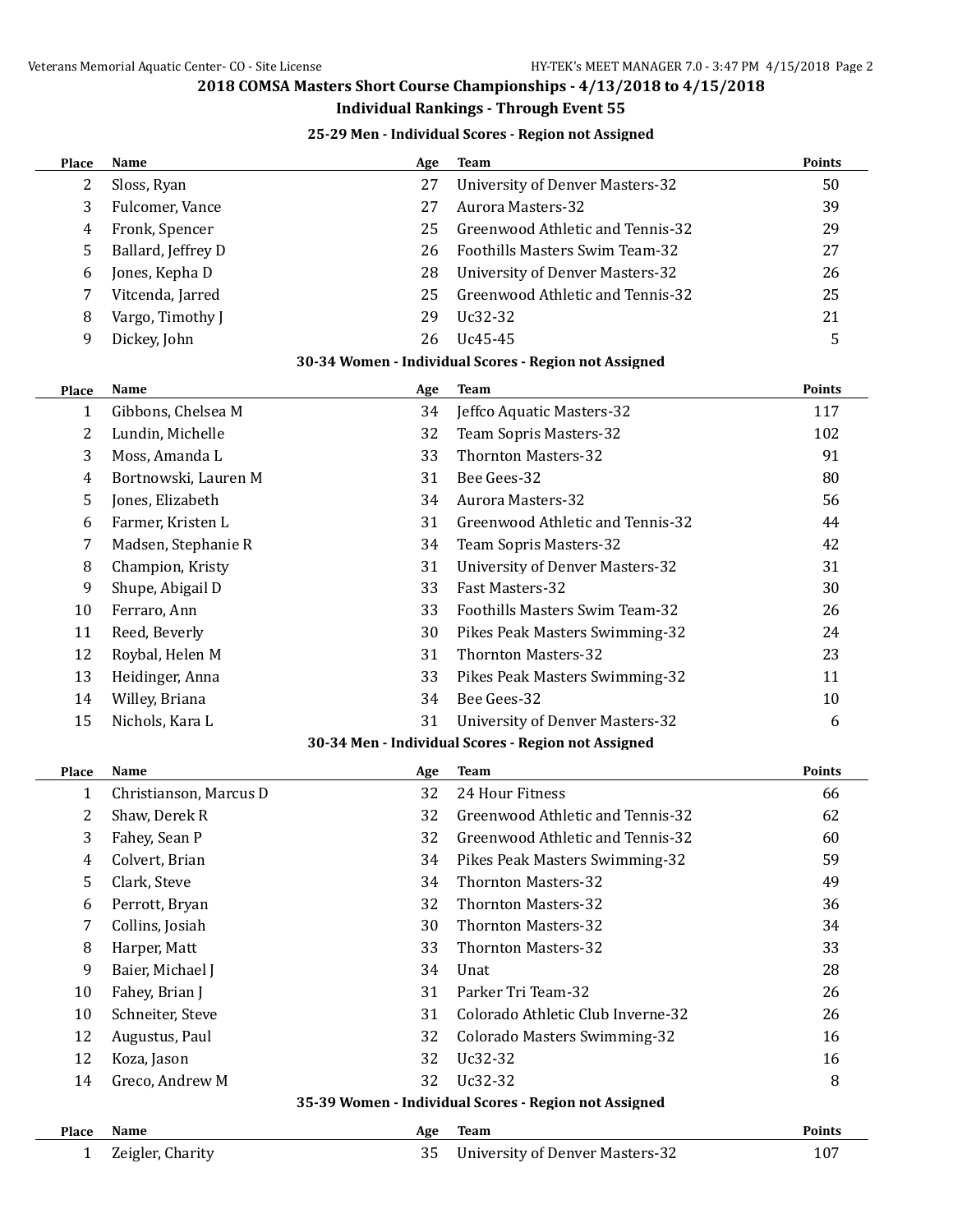## 2018 COMSA Masters Short Course Championships - 4/13/2018 to 4/15/2018

## Individual Rankings - Through Event 55

### 25-29 Men - Individual Scores - Region not Assigned

| Place | Name | Age | Team | Points |
|---|---|---|---|---|
| 2 | Sloss, Ryan | 27 | University of Denver Masters-32 | 50 |
| 3 | Fulcomer, Vance | 27 | Aurora Masters-32 | 39 |
| 4 | Fronk, Spencer | 25 | Greenwood Athletic and Tennis-32 | 29 |
| 5 | Ballard, Jeffrey D | 26 | Foothills Masters Swim Team-32 | 27 |
| 6 | Jones, Kepha D | 28 | University of Denver Masters-32 | 26 |
| 7 | Vitcenda, Jarred | 25 | Greenwood Athletic and Tennis-32 | 25 |
| 8 | Vargo, Timothy J | 29 | Uc32-32 | 21 |
| 9 | Dickey, John | 26 | Uc45-45 | 5 |

### 30-34 Women - Individual Scores - Region not Assigned

| Place | Name | Age | Team | Points |
|---|---|---|---|---|
| 1 | Gibbons, Chelsea M | 34 | Jeffco Aquatic Masters-32 | 117 |
| 2 | Lundin, Michelle | 32 | Team Sopris Masters-32 | 102 |
| 3 | Moss, Amanda L | 33 | Thornton Masters-32 | 91 |
| 4 | Bortnowski, Lauren M | 31 | Bee Gees-32 | 80 |
| 5 | Jones, Elizabeth | 34 | Aurora Masters-32 | 56 |
| 6 | Farmer, Kristen L | 31 | Greenwood Athletic and Tennis-32 | 44 |
| 7 | Madsen, Stephanie R | 34 | Team Sopris Masters-32 | 42 |
| 8 | Champion, Kristy | 31 | University of Denver Masters-32 | 31 |
| 9 | Shupe, Abigail D | 33 | Fast Masters-32 | 30 |
| 10 | Ferraro, Ann | 33 | Foothills Masters Swim Team-32 | 26 |
| 11 | Reed, Beverly | 30 | Pikes Peak Masters Swimming-32 | 24 |
| 12 | Roybal, Helen M | 31 | Thornton Masters-32 | 23 |
| 13 | Heidinger, Anna | 33 | Pikes Peak Masters Swimming-32 | 11 |
| 14 | Willey, Briana | 34 | Bee Gees-32 | 10 |
| 15 | Nichols, Kara L | 31 | University of Denver Masters-32 | 6 |

### 30-34 Men - Individual Scores - Region not Assigned

| Place | Name | Age | Team | Points |
|---|---|---|---|---|
| 1 | Christianson, Marcus D | 32 | 24 Hour Fitness | 66 |
| 2 | Shaw, Derek R | 32 | Greenwood Athletic and Tennis-32 | 62 |
| 3 | Fahey, Sean P | 32 | Greenwood Athletic and Tennis-32 | 60 |
| 4 | Colvert, Brian | 34 | Pikes Peak Masters Swimming-32 | 59 |
| 5 | Clark, Steve | 34 | Thornton Masters-32 | 49 |
| 6 | Perrott, Bryan | 32 | Thornton Masters-32 | 36 |
| 7 | Collins, Josiah | 30 | Thornton Masters-32 | 34 |
| 8 | Harper, Matt | 33 | Thornton Masters-32 | 33 |
| 9 | Baier, Michael J | 34 | Unat | 28 |
| 10 | Fahey, Brian J | 31 | Parker Tri Team-32 | 26 |
| 10 | Schneiter, Steve | 31 | Colorado Athletic Club Inverne-32 | 26 |
| 12 | Augustus, Paul | 32 | Colorado Masters Swimming-32 | 16 |
| 12 | Koza, Jason | 32 | Uc32-32 | 16 |
| 14 | Greco, Andrew M | 32 | Uc32-32 | 8 |

### 35-39 Women - Individual Scores - Region not Assigned

| Place | Name | Age | Team | Points |
|---|---|---|---|---|
| 1 | Zeigler, Charity | 35 | University of Denver Masters-32 | 107 |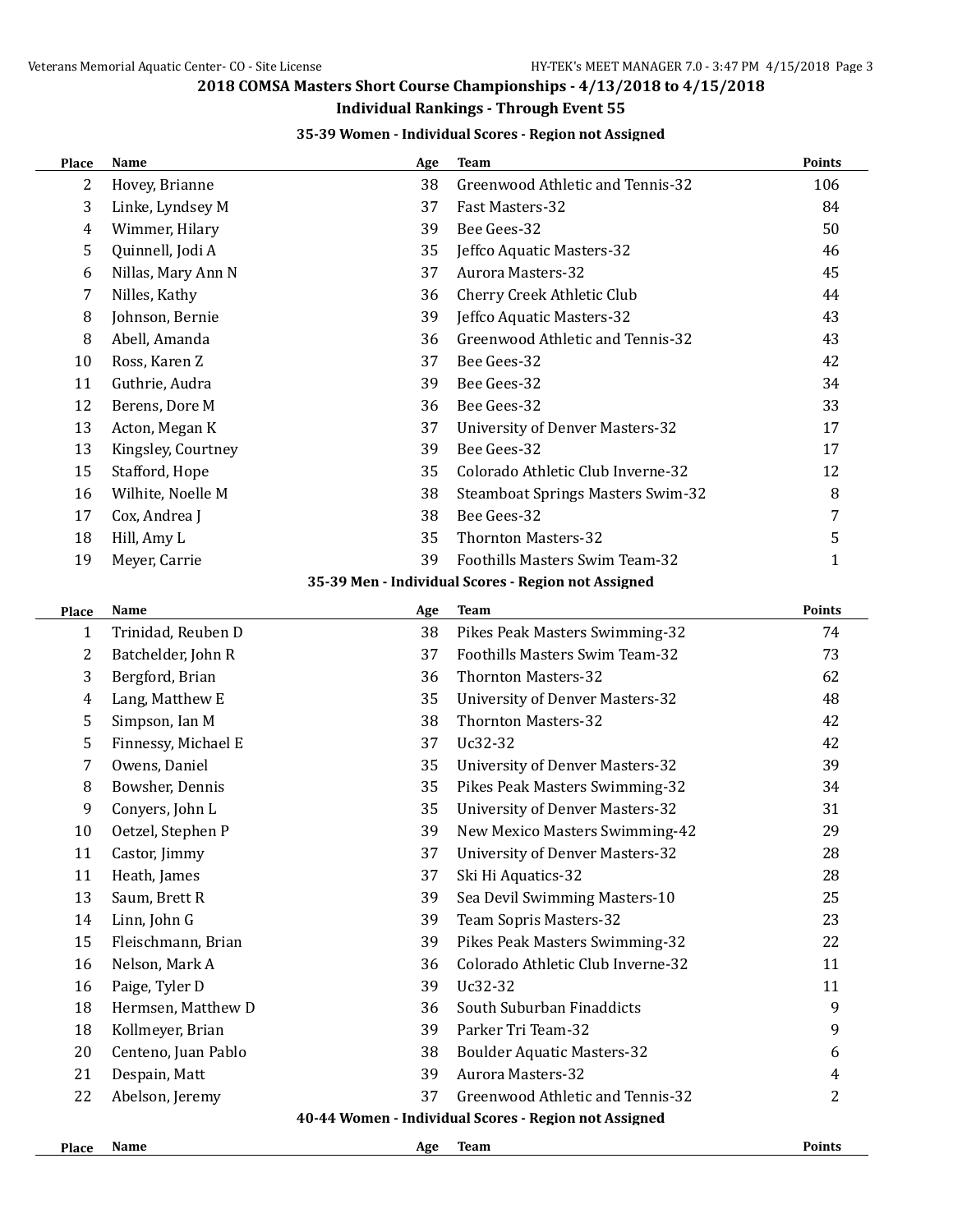## 2018 COMSA Masters Short Course Championships - 4/13/2018 to 4/15/2018

### Individual Rankings - Through Event 55

#### 35-39 Women - Individual Scores - Region not Assigned

| Place | Name | Age | Team | Points |
|---|---|---|---|---|
| 2 | Hovey, Brianne | 38 | Greenwood Athletic and Tennis-32 | 106 |
| 3 | Linke, Lyndsey M | 37 | Fast Masters-32 | 84 |
| 4 | Wimmer, Hilary | 39 | Bee Gees-32 | 50 |
| 5 | Quinnell, Jodi A | 35 | Jeffco Aquatic Masters-32 | 46 |
| 6 | Nillas, Mary Ann N | 37 | Aurora Masters-32 | 45 |
| 7 | Nilles, Kathy | 36 | Cherry Creek Athletic Club | 44 |
| 8 | Johnson, Bernie | 39 | Jeffco Aquatic Masters-32 | 43 |
| 8 | Abell, Amanda | 36 | Greenwood Athletic and Tennis-32 | 43 |
| 10 | Ross, Karen Z | 37 | Bee Gees-32 | 42 |
| 11 | Guthrie, Audra | 39 | Bee Gees-32 | 34 |
| 12 | Berens, Dore M | 36 | Bee Gees-32 | 33 |
| 13 | Acton, Megan K | 37 | University of Denver Masters-32 | 17 |
| 13 | Kingsley, Courtney | 39 | Bee Gees-32 | 17 |
| 15 | Stafford, Hope | 35 | Colorado Athletic Club Inverne-32 | 12 |
| 16 | Wilhite, Noelle M | 38 | Steamboat Springs Masters Swim-32 | 8 |
| 17 | Cox, Andrea J | 38 | Bee Gees-32 | 7 |
| 18 | Hill, Amy L | 35 | Thornton Masters-32 | 5 |
| 19 | Meyer, Carrie | 39 | Foothills Masters Swim Team-32 | 1 |

#### 35-39 Men - Individual Scores - Region not Assigned

| Place | Name | Age | Team | Points |
|---|---|---|---|---|
| 1 | Trinidad, Reuben D | 38 | Pikes Peak Masters Swimming-32 | 74 |
| 2 | Batchelder, John R | 37 | Foothills Masters Swim Team-32 | 73 |
| 3 | Bergford, Brian | 36 | Thornton Masters-32 | 62 |
| 4 | Lang, Matthew E | 35 | University of Denver Masters-32 | 48 |
| 5 | Simpson, Ian M | 38 | Thornton Masters-32 | 42 |
| 5 | Finnessy, Michael E | 37 | Uc32-32 | 42 |
| 7 | Owens, Daniel | 35 | University of Denver Masters-32 | 39 |
| 8 | Bowsher, Dennis | 35 | Pikes Peak Masters Swimming-32 | 34 |
| 9 | Conyers, John L | 35 | University of Denver Masters-32 | 31 |
| 10 | Oetzel, Stephen P | 39 | New Mexico Masters Swimming-42 | 29 |
| 11 | Castor, Jimmy | 37 | University of Denver Masters-32 | 28 |
| 11 | Heath, James | 37 | Ski Hi Aquatics-32 | 28 |
| 13 | Saum, Brett R | 39 | Sea Devil Swimming Masters-10 | 25 |
| 14 | Linn, John G | 39 | Team Sopris Masters-32 | 23 |
| 15 | Fleischmann, Brian | 39 | Pikes Peak Masters Swimming-32 | 22 |
| 16 | Nelson, Mark A | 36 | Colorado Athletic Club Inverne-32 | 11 |
| 16 | Paige, Tyler D | 39 | Uc32-32 | 11 |
| 18 | Hermsen, Matthew D | 36 | South Suburban Finaddicts | 9 |
| 18 | Kollmeyer, Brian | 39 | Parker Tri Team-32 | 9 |
| 20 | Centeno, Juan Pablo | 38 | Boulder Aquatic Masters-32 | 6 |
| 21 | Despain, Matt | 39 | Aurora Masters-32 | 4 |
| 22 | Abelson, Jeremy | 37 | Greenwood Athletic and Tennis-32 | 2 |

#### 40-44 Women - Individual Scores - Region not Assigned

| Place | Name | Age | Team | Points |
|---|---|---|---|---|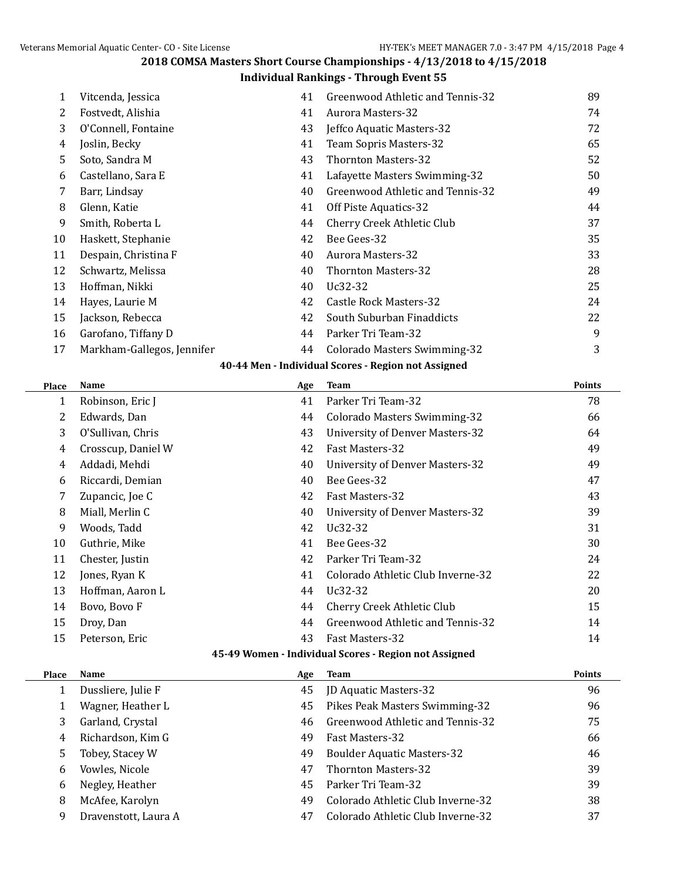## 2018 COMSA Masters Short Course Championships - 4/13/2018 to 4/15/2018

### Individual Rankings - Through Event 55

| Place | Name | Age | Team | Points |
|---|---|---|---|---|
| 1 | Vitcenda, Jessica | 41 | Greenwood Athletic and Tennis-32 | 89 |
| 2 | Fostvedt, Alishia | 41 | Aurora Masters-32 | 74 |
| 3 | O'Connell, Fontaine | 43 | Jeffco Aquatic Masters-32 | 72 |
| 4 | Joslin, Becky | 41 | Team Sopris Masters-32 | 65 |
| 5 | Soto, Sandra M | 43 | Thornton Masters-32 | 52 |
| 6 | Castellano, Sara E | 41 | Lafayette Masters Swimming-32 | 50 |
| 7 | Barr, Lindsay | 40 | Greenwood Athletic and Tennis-32 | 49 |
| 8 | Glenn, Katie | 41 | Off Piste Aquatics-32 | 44 |
| 9 | Smith, Roberta L | 44 | Cherry Creek Athletic Club | 37 |
| 10 | Haskett, Stephanie | 42 | Bee Gees-32 | 35 |
| 11 | Despain, Christina F | 40 | Aurora Masters-32 | 33 |
| 12 | Schwartz, Melissa | 40 | Thornton Masters-32 | 28 |
| 13 | Hoffman, Nikki | 40 | Uc32-32 | 25 |
| 14 | Hayes, Laurie M | 42 | Castle Rock Masters-32 | 24 |
| 15 | Jackson, Rebecca | 42 | South Suburban Finaddicts | 22 |
| 16 | Garofano, Tiffany D | 44 | Parker Tri Team-32 | 9 |
| 17 | Markham-Gallegos, Jennifer | 44 | Colorado Masters Swimming-32 | 3 |

### 40-44 Men - Individual Scores - Region not Assigned

| Place | Name | Age | Team | Points |
|---|---|---|---|---|
| 1 | Robinson, Eric J | 41 | Parker Tri Team-32 | 78 |
| 2 | Edwards, Dan | 44 | Colorado Masters Swimming-32 | 66 |
| 3 | O'Sullivan, Chris | 43 | University of Denver Masters-32 | 64 |
| 4 | Crosscup, Daniel W | 42 | Fast Masters-32 | 49 |
| 4 | Addadi, Mehdi | 40 | University of Denver Masters-32 | 49 |
| 6 | Riccardi, Demian | 40 | Bee Gees-32 | 47 |
| 7 | Zupancic, Joe C | 42 | Fast Masters-32 | 43 |
| 8 | Miall, Merlin C | 40 | University of Denver Masters-32 | 39 |
| 9 | Woods, Tadd | 42 | Uc32-32 | 31 |
| 10 | Guthrie, Mike | 41 | Bee Gees-32 | 30 |
| 11 | Chester, Justin | 42 | Parker Tri Team-32 | 24 |
| 12 | Jones, Ryan K | 41 | Colorado Athletic Club Inverne-32 | 22 |
| 13 | Hoffman, Aaron L | 44 | Uc32-32 | 20 |
| 14 | Bovo, Bovo F | 44 | Cherry Creek Athletic Club | 15 |
| 15 | Droy, Dan | 44 | Greenwood Athletic and Tennis-32 | 14 |
| 15 | Peterson, Eric | 43 | Fast Masters-32 | 14 |

### 45-49 Women - Individual Scores - Region not Assigned

| Place | Name | Age | Team | Points |
|---|---|---|---|---|
| 1 | Dussliere, Julie F | 45 | JD Aquatic Masters-32 | 96 |
| 1 | Wagner, Heather L | 45 | Pikes Peak Masters Swimming-32 | 96 |
| 3 | Garland, Crystal | 46 | Greenwood Athletic and Tennis-32 | 75 |
| 4 | Richardson, Kim G | 49 | Fast Masters-32 | 66 |
| 5 | Tobey, Stacey W | 49 | Boulder Aquatic Masters-32 | 46 |
| 6 | Vowles, Nicole | 47 | Thornton Masters-32 | 39 |
| 6 | Negley, Heather | 45 | Parker Tri Team-32 | 39 |
| 8 | McAfee, Karolyn | 49 | Colorado Athletic Club Inverne-32 | 38 |
| 9 | Dravenstott, Laura A | 47 | Colorado Athletic Club Inverne-32 | 37 |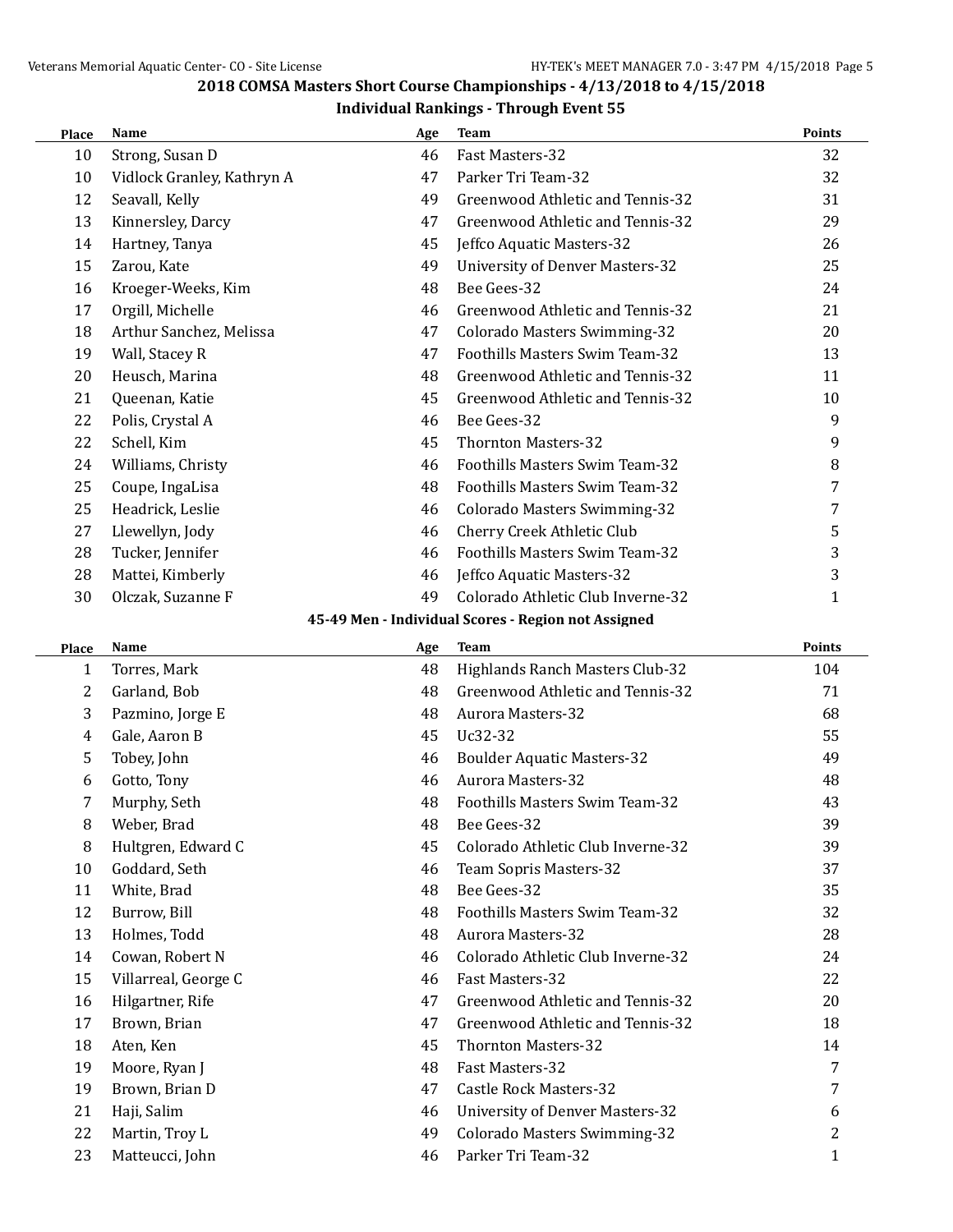## 2018 COMSA Masters Short Course Championships - 4/13/2018 to 4/15/2018

### Individual Rankings - Through Event 55

| Place | Name | Age | Team | Points |
|---|---|---|---|---|
| 10 | Strong, Susan D | 46 | Fast Masters-32 | 32 |
| 10 | Vidlock Granley, Kathryn A | 47 | Parker Tri Team-32 | 32 |
| 12 | Seavall, Kelly | 49 | Greenwood Athletic and Tennis-32 | 31 |
| 13 | Kinnersley, Darcy | 47 | Greenwood Athletic and Tennis-32 | 29 |
| 14 | Hartney, Tanya | 45 | Jeffco Aquatic Masters-32 | 26 |
| 15 | Zarou, Kate | 49 | University of Denver Masters-32 | 25 |
| 16 | Kroeger-Weeks, Kim | 48 | Bee Gees-32 | 24 |
| 17 | Orgill, Michelle | 46 | Greenwood Athletic and Tennis-32 | 21 |
| 18 | Arthur Sanchez, Melissa | 47 | Colorado Masters Swimming-32 | 20 |
| 19 | Wall, Stacey R | 47 | Foothills Masters Swim Team-32 | 13 |
| 20 | Heusch, Marina | 48 | Greenwood Athletic and Tennis-32 | 11 |
| 21 | Queenan, Katie | 45 | Greenwood Athletic and Tennis-32 | 10 |
| 22 | Polis, Crystal A | 46 | Bee Gees-32 | 9 |
| 22 | Schell, Kim | 45 | Thornton Masters-32 | 9 |
| 24 | Williams, Christy | 46 | Foothills Masters Swim Team-32 | 8 |
| 25 | Coupe, IngaLisa | 48 | Foothills Masters Swim Team-32 | 7 |
| 25 | Headrick, Leslie | 46 | Colorado Masters Swimming-32 | 7 |
| 27 | Llewellyn, Jody | 46 | Cherry Creek Athletic Club | 5 |
| 28 | Tucker, Jennifer | 46 | Foothills Masters Swim Team-32 | 3 |
| 28 | Mattei, Kimberly | 46 | Jeffco Aquatic Masters-32 | 3 |
| 30 | Olczak, Suzanne F | 49 | Colorado Athletic Club Inverne-32 | 1 |

### 45-49 Men - Individual Scores - Region not Assigned

| Place | Name | Age | Team | Points |
|---|---|---|---|---|
| 1 | Torres, Mark | 48 | Highlands Ranch Masters Club-32 | 104 |
| 2 | Garland, Bob | 48 | Greenwood Athletic and Tennis-32 | 71 |
| 3 | Pazmino, Jorge E | 48 | Aurora Masters-32 | 68 |
| 4 | Gale, Aaron B | 45 | Uc32-32 | 55 |
| 5 | Tobey, John | 46 | Boulder Aquatic Masters-32 | 49 |
| 6 | Gotto, Tony | 46 | Aurora Masters-32 | 48 |
| 7 | Murphy, Seth | 48 | Foothills Masters Swim Team-32 | 43 |
| 8 | Weber, Brad | 48 | Bee Gees-32 | 39 |
| 8 | Hultgren, Edward C | 45 | Colorado Athletic Club Inverne-32 | 39 |
| 10 | Goddard, Seth | 46 | Team Sopris Masters-32 | 37 |
| 11 | White, Brad | 48 | Bee Gees-32 | 35 |
| 12 | Burrow, Bill | 48 | Foothills Masters Swim Team-32 | 32 |
| 13 | Holmes, Todd | 48 | Aurora Masters-32 | 28 |
| 14 | Cowan, Robert N | 46 | Colorado Athletic Club Inverne-32 | 24 |
| 15 | Villarreal, George C | 46 | Fast Masters-32 | 22 |
| 16 | Hilgartner, Rife | 47 | Greenwood Athletic and Tennis-32 | 20 |
| 17 | Brown, Brian | 47 | Greenwood Athletic and Tennis-32 | 18 |
| 18 | Aten, Ken | 45 | Thornton Masters-32 | 14 |
| 19 | Moore, Ryan J | 48 | Fast Masters-32 | 7 |
| 19 | Brown, Brian D | 47 | Castle Rock Masters-32 | 7 |
| 21 | Haji, Salim | 46 | University of Denver Masters-32 | 6 |
| 22 | Martin, Troy L | 49 | Colorado Masters Swimming-32 | 2 |
| 23 | Matteucci, John | 46 | Parker Tri Team-32 | 1 |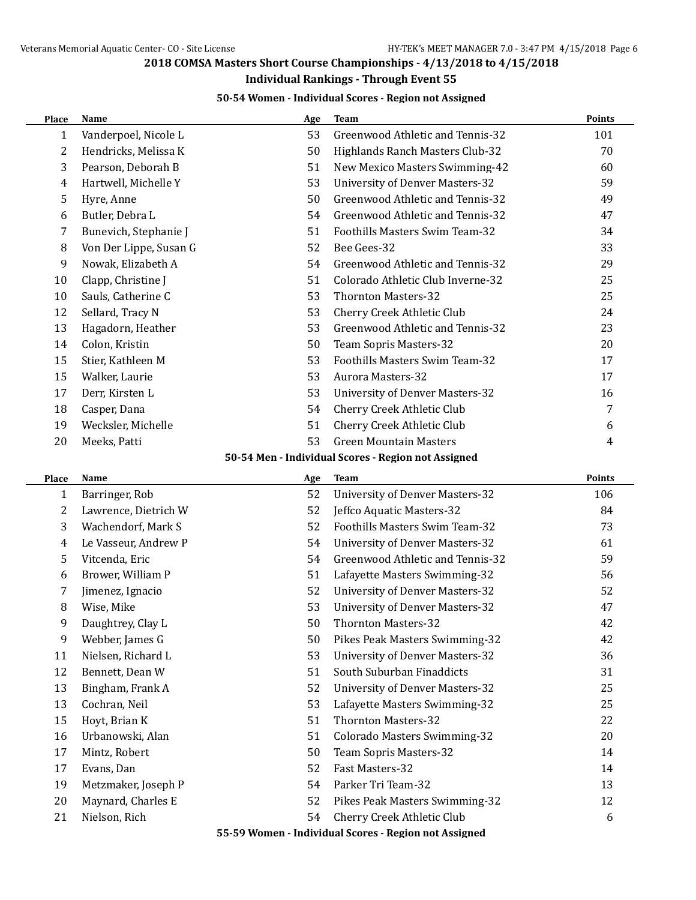## 2018 COMSA Masters Short Course Championships - 4/13/2018 to 4/15/2018

### Individual Rankings - Through Event 55

#### 50-54 Women - Individual Scores - Region not Assigned

| Place | Name | Age | Team | Points |
|---|---|---|---|---|
| 1 | Vanderpoel, Nicole L | 53 | Greenwood Athletic and Tennis-32 | 101 |
| 2 | Hendricks, Melissa K | 50 | Highlands Ranch Masters Club-32 | 70 |
| 3 | Pearson, Deborah B | 51 | New Mexico Masters Swimming-42 | 60 |
| 4 | Hartwell, Michelle Y | 53 | University of Denver Masters-32 | 59 |
| 5 | Hyre, Anne | 50 | Greenwood Athletic and Tennis-32 | 49 |
| 6 | Butler, Debra L | 54 | Greenwood Athletic and Tennis-32 | 47 |
| 7 | Bunevich, Stephanie J | 51 | Foothills Masters Swim Team-32 | 34 |
| 8 | Von Der Lippe, Susan G | 52 | Bee Gees-32 | 33 |
| 9 | Nowak, Elizabeth A | 54 | Greenwood Athletic and Tennis-32 | 29 |
| 10 | Clapp, Christine J | 51 | Colorado Athletic Club Inverne-32 | 25 |
| 10 | Sauls, Catherine C | 53 | Thornton Masters-32 | 25 |
| 12 | Sellard, Tracy N | 53 | Cherry Creek Athletic Club | 24 |
| 13 | Hagadorn, Heather | 53 | Greenwood Athletic and Tennis-32 | 23 |
| 14 | Colon, Kristin | 50 | Team Sopris Masters-32 | 20 |
| 15 | Stier, Kathleen M | 53 | Foothills Masters Swim Team-32 | 17 |
| 15 | Walker, Laurie | 53 | Aurora Masters-32 | 17 |
| 17 | Derr, Kirsten L | 53 | University of Denver Masters-32 | 16 |
| 18 | Casper, Dana | 54 | Cherry Creek Athletic Club | 7 |
| 19 | Wecksler, Michelle | 51 | Cherry Creek Athletic Club | 6 |
| 20 | Meeks, Patti | 53 | Green Mountain Masters | 4 |

#### 50-54 Men - Individual Scores - Region not Assigned

| Place | Name | Age | Team | Points |
|---|---|---|---|---|
| 1 | Barringer, Rob | 52 | University of Denver Masters-32 | 106 |
| 2 | Lawrence, Dietrich W | 52 | Jeffco Aquatic Masters-32 | 84 |
| 3 | Wachendorf, Mark S | 52 | Foothills Masters Swim Team-32 | 73 |
| 4 | Le Vasseur, Andrew P | 54 | University of Denver Masters-32 | 61 |
| 5 | Vitcenda, Eric | 54 | Greenwood Athletic and Tennis-32 | 59 |
| 6 | Brower, William P | 51 | Lafayette Masters Swimming-32 | 56 |
| 7 | Jimenez, Ignacio | 52 | University of Denver Masters-32 | 52 |
| 8 | Wise, Mike | 53 | University of Denver Masters-32 | 47 |
| 9 | Daughtrey, Clay L | 50 | Thornton Masters-32 | 42 |
| 9 | Webber, James G | 50 | Pikes Peak Masters Swimming-32 | 42 |
| 11 | Nielsen, Richard L | 53 | University of Denver Masters-32 | 36 |
| 12 | Bennett, Dean W | 51 | South Suburban Finaddicts | 31 |
| 13 | Bingham, Frank A | 52 | University of Denver Masters-32 | 25 |
| 13 | Cochran, Neil | 53 | Lafayette Masters Swimming-32 | 25 |
| 15 | Hoyt, Brian K | 51 | Thornton Masters-32 | 22 |
| 16 | Urbanowski, Alan | 51 | Colorado Masters Swimming-32 | 20 |
| 17 | Mintz, Robert | 50 | Team Sopris Masters-32 | 14 |
| 17 | Evans, Dan | 52 | Fast Masters-32 | 14 |
| 19 | Metzmaker, Joseph P | 54 | Parker Tri Team-32 | 13 |
| 20 | Maynard, Charles E | 52 | Pikes Peak Masters Swimming-32 | 12 |
| 21 | Nielson, Rich | 54 | Cherry Creek Athletic Club | 6 |

#### 55-59 Women - Individual Scores - Region not Assigned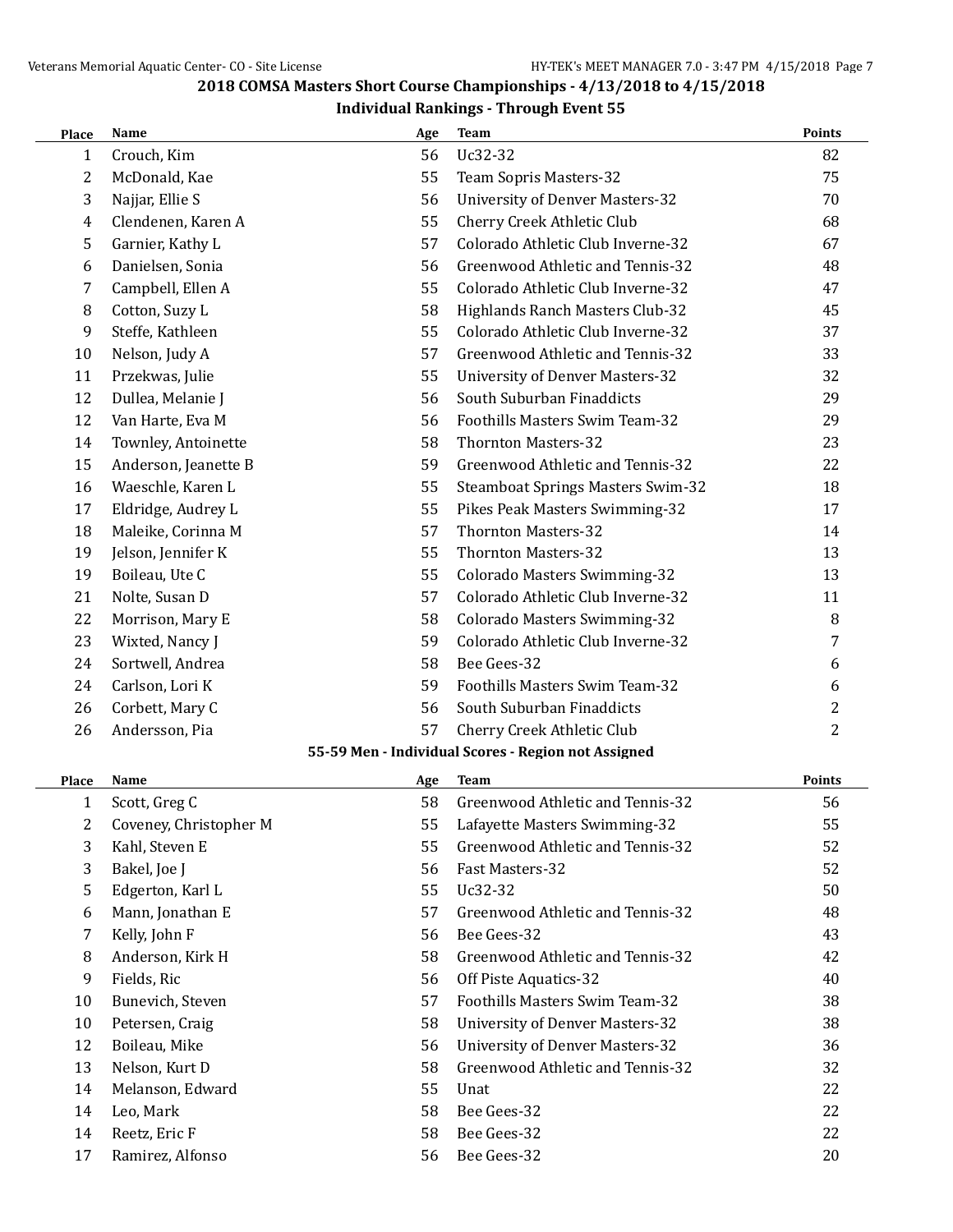## 2018 COMSA Masters Short Course Championships - 4/13/2018 to 4/15/2018

### Individual Rankings - Through Event 55

| Place | Name | Age | Team | Points |
|---|---|---|---|---|
| 1 | Crouch, Kim | 56 | Uc32-32 | 82 |
| 2 | McDonald, Kae | 55 | Team Sopris Masters-32 | 75 |
| 3 | Najjar, Ellie S | 56 | University of Denver Masters-32 | 70 |
| 4 | Clendenen, Karen A | 55 | Cherry Creek Athletic Club | 68 |
| 5 | Garnier, Kathy L | 57 | Colorado Athletic Club Inverne-32 | 67 |
| 6 | Danielsen, Sonia | 56 | Greenwood Athletic and Tennis-32 | 48 |
| 7 | Campbell, Ellen A | 55 | Colorado Athletic Club Inverne-32 | 47 |
| 8 | Cotton, Suzy L | 58 | Highlands Ranch Masters Club-32 | 45 |
| 9 | Steffe, Kathleen | 55 | Colorado Athletic Club Inverne-32 | 37 |
| 10 | Nelson, Judy A | 57 | Greenwood Athletic and Tennis-32 | 33 |
| 11 | Przekwas, Julie | 55 | University of Denver Masters-32 | 32 |
| 12 | Dullea, Melanie J | 56 | South Suburban Finaddicts | 29 |
| 12 | Van Harte, Eva M | 56 | Foothills Masters Swim Team-32 | 29 |
| 14 | Townley, Antoinette | 58 | Thornton Masters-32 | 23 |
| 15 | Anderson, Jeanette B | 59 | Greenwood Athletic and Tennis-32 | 22 |
| 16 | Waeschle, Karen L | 55 | Steamboat Springs Masters Swim-32 | 18 |
| 17 | Eldridge, Audrey L | 55 | Pikes Peak Masters Swimming-32 | 17 |
| 18 | Maleike, Corinna M | 57 | Thornton Masters-32 | 14 |
| 19 | Jelson, Jennifer K | 55 | Thornton Masters-32 | 13 |
| 19 | Boileau, Ute C | 55 | Colorado Masters Swimming-32 | 13 |
| 21 | Nolte, Susan D | 57 | Colorado Athletic Club Inverne-32 | 11 |
| 22 | Morrison, Mary E | 58 | Colorado Masters Swimming-32 | 8 |
| 23 | Wixted, Nancy J | 59 | Colorado Athletic Club Inverne-32 | 7 |
| 24 | Sortwell, Andrea | 58 | Bee Gees-32 | 6 |
| 24 | Carlson, Lori K | 59 | Foothills Masters Swim Team-32 | 6 |
| 26 | Corbett, Mary C | 56 | South Suburban Finaddicts | 2 |
| 26 | Andersson, Pia | 57 | Cherry Creek Athletic Club | 2 |

#### 55-59 Men - Individual Scores - Region not Assigned

| Place | Name | Age | Team | Points |
|---|---|---|---|---|
| 1 | Scott, Greg C | 58 | Greenwood Athletic and Tennis-32 | 56 |
| 2 | Coveney, Christopher M | 55 | Lafayette Masters Swimming-32 | 55 |
| 3 | Kahl, Steven E | 55 | Greenwood Athletic and Tennis-32 | 52 |
| 3 | Bakel, Joe J | 56 | Fast Masters-32 | 52 |
| 5 | Edgerton, Karl L | 55 | Uc32-32 | 50 |
| 6 | Mann, Jonathan E | 57 | Greenwood Athletic and Tennis-32 | 48 |
| 7 | Kelly, John F | 56 | Bee Gees-32 | 43 |
| 8 | Anderson, Kirk H | 58 | Greenwood Athletic and Tennis-32 | 42 |
| 9 | Fields, Ric | 56 | Off Piste Aquatics-32 | 40 |
| 10 | Bunevich, Steven | 57 | Foothills Masters Swim Team-32 | 38 |
| 10 | Petersen, Craig | 58 | University of Denver Masters-32 | 38 |
| 12 | Boileau, Mike | 56 | University of Denver Masters-32 | 36 |
| 13 | Nelson, Kurt D | 58 | Greenwood Athletic and Tennis-32 | 32 |
| 14 | Melanson, Edward | 55 | Unat | 22 |
| 14 | Leo, Mark | 58 | Bee Gees-32 | 22 |
| 14 | Reetz, Eric F | 58 | Bee Gees-32 | 22 |
| 17 | Ramirez, Alfonso | 56 | Bee Gees-32 | 20 |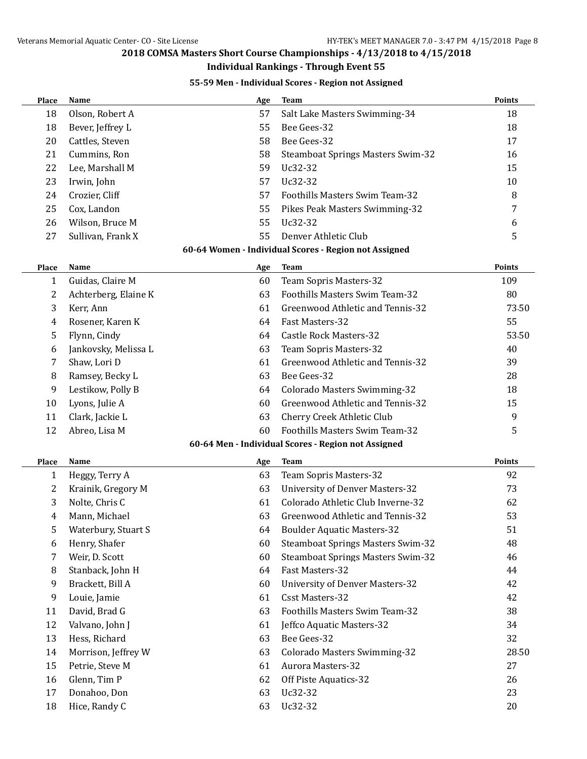## 2018 COMSA Masters Short Course Championships - 4/13/2018 to 4/15/2018

### Individual Rankings - Through Event 55

#### 55-59 Men - Individual Scores - Region not Assigned

| Place | Name | Age | Team | Points |
|---|---|---|---|---|
| 18 | Olson, Robert A | 57 | Salt Lake Masters Swimming-34 | 18 |
| 18 | Bever, Jeffrey L | 55 | Bee Gees-32 | 18 |
| 20 | Cattles, Steven | 58 | Bee Gees-32 | 17 |
| 21 | Cummins, Ron | 58 | Steamboat Springs Masters Swim-32 | 16 |
| 22 | Lee, Marshall M | 59 | Uc32-32 | 15 |
| 23 | Irwin, John | 57 | Uc32-32 | 10 |
| 24 | Crozier, Cliff | 57 | Foothills Masters Swim Team-32 | 8 |
| 25 | Cox, Landon | 55 | Pikes Peak Masters Swimming-32 | 7 |
| 26 | Wilson, Bruce M | 55 | Uc32-32 | 6 |
| 27 | Sullivan, Frank X | 55 | Denver Athletic Club | 5 |

#### 60-64 Women - Individual Scores - Region not Assigned

| Place | Name | Age | Team | Points |
|---|---|---|---|---|
| 1 | Guidas, Claire M | 60 | Team Sopris Masters-32 | 109 |
| 2 | Achterberg, Elaine K | 63 | Foothills Masters Swim Team-32 | 80 |
| 3 | Kerr, Ann | 61 | Greenwood Athletic and Tennis-32 | 73.50 |
| 4 | Rosener, Karen K | 64 | Fast Masters-32 | 55 |
| 5 | Flynn, Cindy | 64 | Castle Rock Masters-32 | 53.50 |
| 6 | Jankovsky, Melissa L | 63 | Team Sopris Masters-32 | 40 |
| 7 | Shaw, Lori D | 61 | Greenwood Athletic and Tennis-32 | 39 |
| 8 | Ramsey, Becky L | 63 | Bee Gees-32 | 28 |
| 9 | Lestikow, Polly B | 64 | Colorado Masters Swimming-32 | 18 |
| 10 | Lyons, Julie A | 60 | Greenwood Athletic and Tennis-32 | 15 |
| 11 | Clark, Jackie L | 63 | Cherry Creek Athletic Club | 9 |
| 12 | Abreo, Lisa M | 60 | Foothills Masters Swim Team-32 | 5 |

#### 60-64 Men - Individual Scores - Region not Assigned

| Place | Name | Age | Team | Points |
|---|---|---|---|---|
| 1 | Heggy, Terry A | 63 | Team Sopris Masters-32 | 92 |
| 2 | Krainik, Gregory M | 63 | University of Denver Masters-32 | 73 |
| 3 | Nolte, Chris C | 61 | Colorado Athletic Club Inverne-32 | 62 |
| 4 | Mann, Michael | 63 | Greenwood Athletic and Tennis-32 | 53 |
| 5 | Waterbury, Stuart S | 64 | Boulder Aquatic Masters-32 | 51 |
| 6 | Henry, Shafer | 60 | Steamboat Springs Masters Swim-32 | 48 |
| 7 | Weir, D. Scott | 60 | Steamboat Springs Masters Swim-32 | 46 |
| 8 | Stanback, John H | 64 | Fast Masters-32 | 44 |
| 9 | Brackett, Bill A | 60 | University of Denver Masters-32 | 42 |
| 9 | Louie, Jamie | 61 | Csst Masters-32 | 42 |
| 11 | David, Brad G | 63 | Foothills Masters Swim Team-32 | 38 |
| 12 | Valvano, John J | 61 | Jeffco Aquatic Masters-32 | 34 |
| 13 | Hess, Richard | 63 | Bee Gees-32 | 32 |
| 14 | Morrison, Jeffrey W | 63 | Colorado Masters Swimming-32 | 28.50 |
| 15 | Petrie, Steve M | 61 | Aurora Masters-32 | 27 |
| 16 | Glenn, Tim P | 62 | Off Piste Aquatics-32 | 26 |
| 17 | Donahoo, Don | 63 | Uc32-32 | 23 |
| 18 | Hice, Randy C | 63 | Uc32-32 | 20 |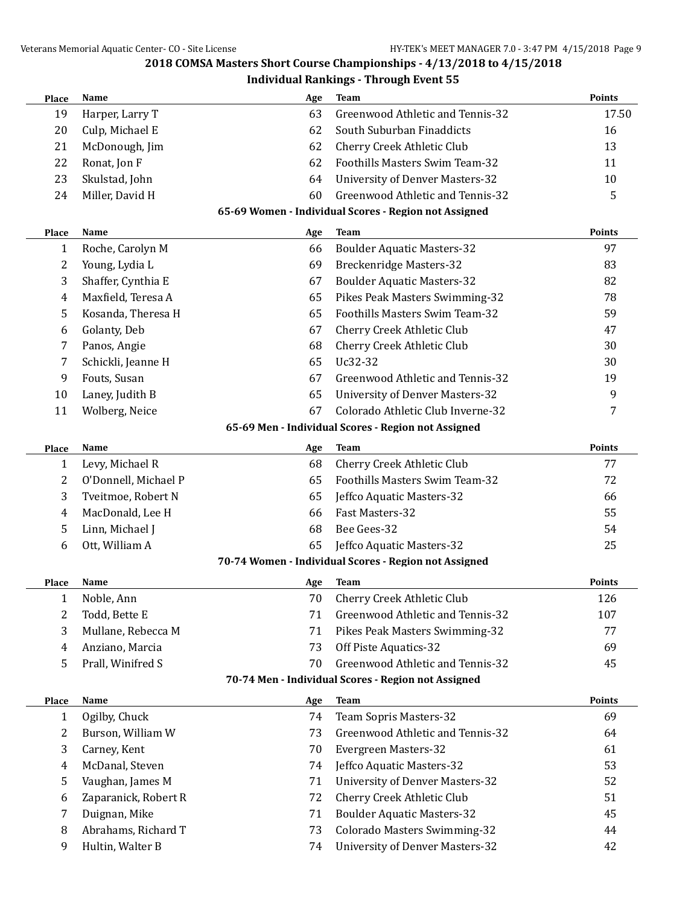## 2018 COMSA Masters Short Course Championships - 4/13/2018 to 4/15/2018

### Individual Rankings - Through Event 55

| Place | Name | Age | Team | Points |
|---|---|---|---|---|
| 19 | Harper, Larry T | 63 | Greenwood Athletic and Tennis-32 | 17.50 |
| 20 | Culp, Michael E | 62 | South Suburban Finaddicts | 16 |
| 21 | McDonough, Jim | 62 | Cherry Creek Athletic Club | 13 |
| 22 | Ronat, Jon F | 62 | Foothills Masters Swim Team-32 | 11 |
| 23 | Skulstad, John | 64 | University of Denver Masters-32 | 10 |
| 24 | Miller, David H | 60 | Greenwood Athletic and Tennis-32 | 5 |

#### 65-69 Women - Individual Scores - Region not Assigned

| Place | Name | Age | Team | Points |
|---|---|---|---|---|
| 1 | Roche, Carolyn M | 66 | Boulder Aquatic Masters-32 | 97 |
| 2 | Young, Lydia L | 69 | Breckenridge Masters-32 | 83 |
| 3 | Shaffer, Cynthia E | 67 | Boulder Aquatic Masters-32 | 82 |
| 4 | Maxfield, Teresa A | 65 | Pikes Peak Masters Swimming-32 | 78 |
| 5 | Kosanda, Theresa H | 65 | Foothills Masters Swim Team-32 | 59 |
| 6 | Golanty, Deb | 67 | Cherry Creek Athletic Club | 47 |
| 7 | Panos, Angie | 68 | Cherry Creek Athletic Club | 30 |
| 7 | Schickli, Jeanne H | 65 | Uc32-32 | 30 |
| 9 | Fouts, Susan | 67 | Greenwood Athletic and Tennis-32 | 19 |
| 10 | Laney, Judith B | 65 | University of Denver Masters-32 | 9 |
| 11 | Wolberg, Neice | 67 | Colorado Athletic Club Inverne-32 | 7 |

#### 65-69 Men - Individual Scores - Region not Assigned

| Place | Name | Age | Team | Points |
|---|---|---|---|---|
| 1 | Levy, Michael R | 68 | Cherry Creek Athletic Club | 77 |
| 2 | O'Donnell, Michael P | 65 | Foothills Masters Swim Team-32 | 72 |
| 3 | Tveitmoe, Robert N | 65 | Jeffco Aquatic Masters-32 | 66 |
| 4 | MacDonald, Lee H | 66 | Fast Masters-32 | 55 |
| 5 | Linn, Michael J | 68 | Bee Gees-32 | 54 |
| 6 | Ott, William A | 65 | Jeffco Aquatic Masters-32 | 25 |

#### 70-74 Women - Individual Scores - Region not Assigned

| Place | Name | Age | Team | Points |
|---|---|---|---|---|
| 1 | Noble, Ann | 70 | Cherry Creek Athletic Club | 126 |
| 2 | Todd, Bette E | 71 | Greenwood Athletic and Tennis-32 | 107 |
| 3 | Mullane, Rebecca M | 71 | Pikes Peak Masters Swimming-32 | 77 |
| 4 | Anziano, Marcia | 73 | Off Piste Aquatics-32 | 69 |
| 5 | Prall, Winifred S | 70 | Greenwood Athletic and Tennis-32 | 45 |

#### 70-74 Men - Individual Scores - Region not Assigned

| Place | Name | Age | Team | Points |
|---|---|---|---|---|
| 1 | Ogilby, Chuck | 74 | Team Sopris Masters-32 | 69 |
| 2 | Burson, William W | 73 | Greenwood Athletic and Tennis-32 | 64 |
| 3 | Carney, Kent | 70 | Evergreen Masters-32 | 61 |
| 4 | McDanal, Steven | 74 | Jeffco Aquatic Masters-32 | 53 |
| 5 | Vaughan, James M | 71 | University of Denver Masters-32 | 52 |
| 6 | Zaparanick, Robert R | 72 | Cherry Creek Athletic Club | 51 |
| 7 | Duignan, Mike | 71 | Boulder Aquatic Masters-32 | 45 |
| 8 | Abrahams, Richard T | 73 | Colorado Masters Swimming-32 | 44 |
| 9 | Hultin, Walter B | 74 | University of Denver Masters-32 | 42 |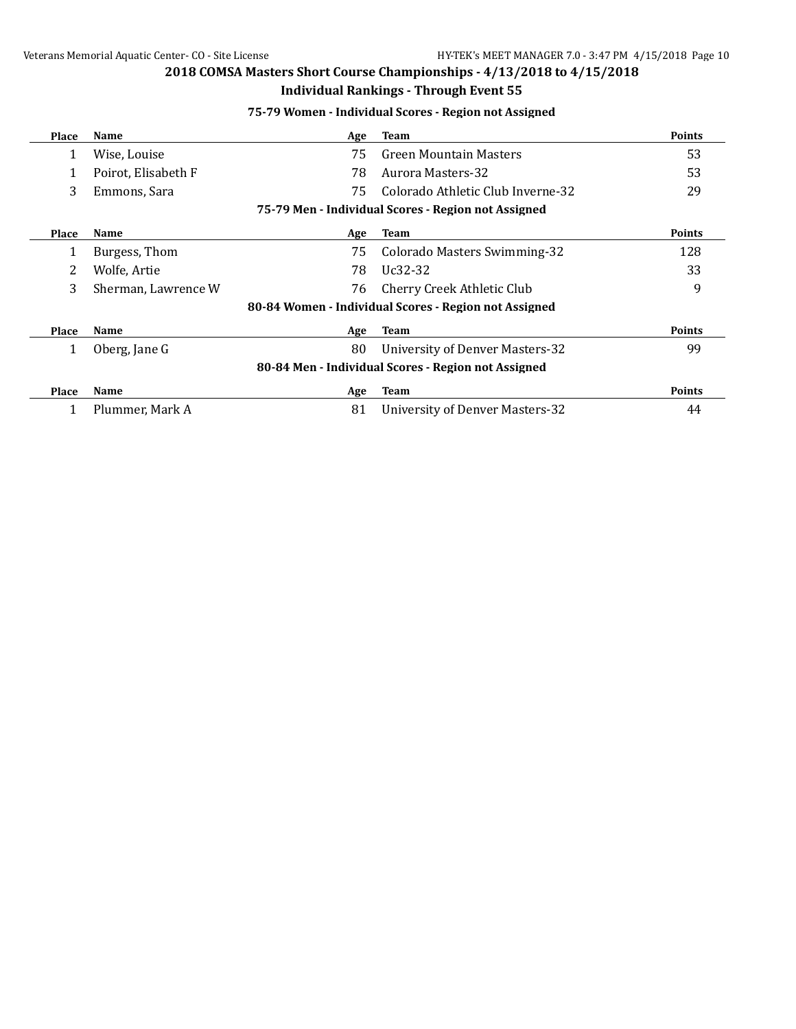## 2018 COMSA Masters Short Course Championships - 4/13/2018 to 4/15/2018

### Individual Rankings - Through Event 55

#### 75-79 Women - Individual Scores - Region not Assigned

| Place | Name | Age | Team | Points |
|---|---|---|---|---|
| 1 | Wise, Louise | 75 | Green Mountain Masters | 53 |
| 1 | Poirot, Elisabeth F | 78 | Aurora Masters-32 | 53 |
| 3 | Emmons, Sara | 75 | Colorado Athletic Club Inverne-32 | 29 |

#### 75-79 Men - Individual Scores - Region not Assigned

| Place | Name | Age | Team | Points |
|---|---|---|---|---|
| 1 | Burgess, Thom | 75 | Colorado Masters Swimming-32 | 128 |
| 2 | Wolfe, Artie | 78 | Uc32-32 | 33 |
| 3 | Sherman, Lawrence W | 76 | Cherry Creek Athletic Club | 9 |

#### 80-84 Women - Individual Scores - Region not Assigned

| Place | Name | Age | Team | Points |
|---|---|---|---|---|
| 1 | Oberg, Jane G | 80 | University of Denver Masters-32 | 99 |

#### 80-84 Men - Individual Scores - Region not Assigned

| Place | Name | Age | Team | Points |
|---|---|---|---|---|
| 1 | Plummer, Mark A | 81 | University of Denver Masters-32 | 44 |